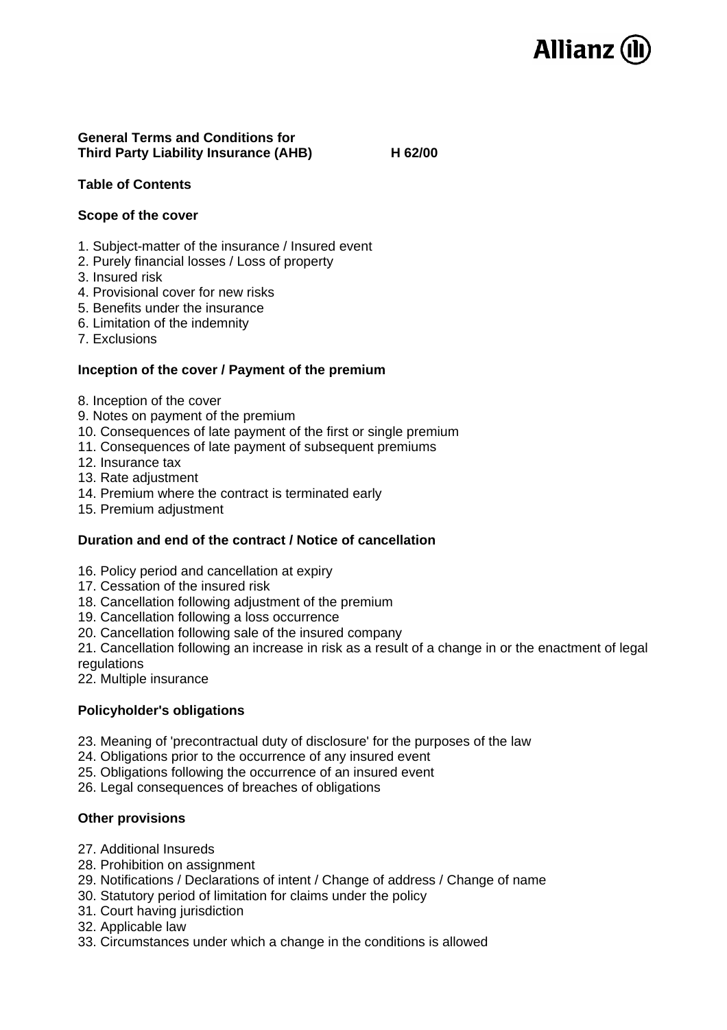Allianz

**General Terms and Conditions for Third Party Liability Insurance (AHB)** **H 62/00**

## Table of Contents

### Scope of the cover

1. Subject-matter of the insurance / Insured event
2. Purely financial losses / Loss of property
3. Insured risk
4. Provisional cover for new risks
5. Benefits under the insurance
6. Limitation of the indemnity
7. Exclusions

### Inception of the cover / Payment of the premium

8. Inception of the cover
9. Notes on payment of the premium
10. Consequences of late payment of the first or single premium
11. Consequences of late payment of subsequent premiums
12. Insurance tax
13. Rate adjustment
14. Premium where the contract is terminated early
15. Premium adjustment

### Duration and end of the contract / Notice of cancellation

16. Policy period and cancellation at expiry
17. Cessation of the insured risk
18. Cancellation following adjustment of the premium
19. Cancellation following a loss occurrence
20. Cancellation following sale of the insured company
21. Cancellation following an increase in risk as a result of a change in or the enactment of legal regulations
22. Multiple insurance

### Policyholder's obligations

23. Meaning of 'precontractual duty of disclosure' for the purposes of the law
24. Obligations prior to the occurrence of any insured event
25. Obligations following the occurrence of an insured event
26. Legal consequences of breaches of obligations

### Other provisions

27. Additional Insureds
28. Prohibition on assignment
29. Notifications / Declarations of intent / Change of address / Change of name
30. Statutory period of limitation for claims under the policy
31. Court having jurisdiction
32. Applicable law
33. Circumstances under which a change in the conditions is allowed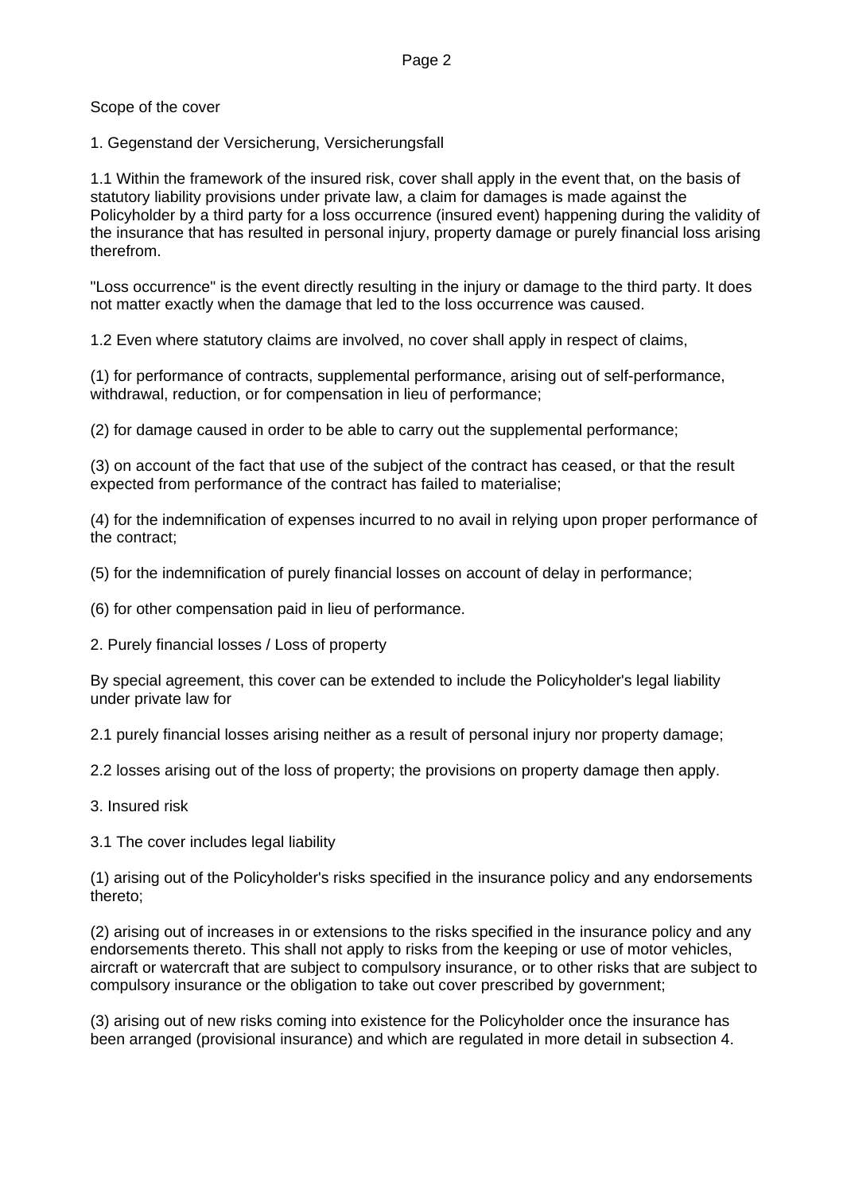Scope of the cover

1. Gegenstand der Versicherung, Versicherungsfall

1.1 Within the framework of the insured risk, cover shall apply in the event that, on the basis of statutory liability provisions under private law, a claim for damages is made against the Policyholder by a third party for a loss occurrence (insured event) happening during the validity of the insurance that has resulted in personal injury, property damage or purely financial loss arising therefrom.

"Loss occurrence" is the event directly resulting in the injury or damage to the third party. It does not matter exactly when the damage that led to the loss occurrence was caused.

1.2 Even where statutory claims are involved, no cover shall apply in respect of claims,

(1) for performance of contracts, supplemental performance, arising out of self-performance, withdrawal, reduction, or for compensation in lieu of performance;

(2) for damage caused in order to be able to carry out the supplemental performance;

(3) on account of the fact that use of the subject of the contract has ceased, or that the result expected from performance of the contract has failed to materialise;

(4) for the indemnification of expenses incurred to no avail in relying upon proper performance of the contract;

(5) for the indemnification of purely financial losses on account of delay in performance;

(6) for other compensation paid in lieu of performance.

2. Purely financial losses / Loss of property

By special agreement, this cover can be extended to include the Policyholder's legal liability under private law for

2.1 purely financial losses arising neither as a result of personal injury nor property damage;

2.2 losses arising out of the loss of property; the provisions on property damage then apply.

3. Insured risk

3.1 The cover includes legal liability

(1) arising out of the Policyholder's risks specified in the insurance policy and any endorsements thereto;

(2) arising out of increases in or extensions to the risks specified in the insurance policy and any endorsements thereto. This shall not apply to risks from the keeping or use of motor vehicles, aircraft or watercraft that are subject to compulsory insurance, or to other risks that are subject to compulsory insurance or the obligation to take out cover prescribed by government;

(3) arising out of new risks coming into existence for the Policyholder once the insurance has been arranged (provisional insurance) and which are regulated in more detail in subsection 4.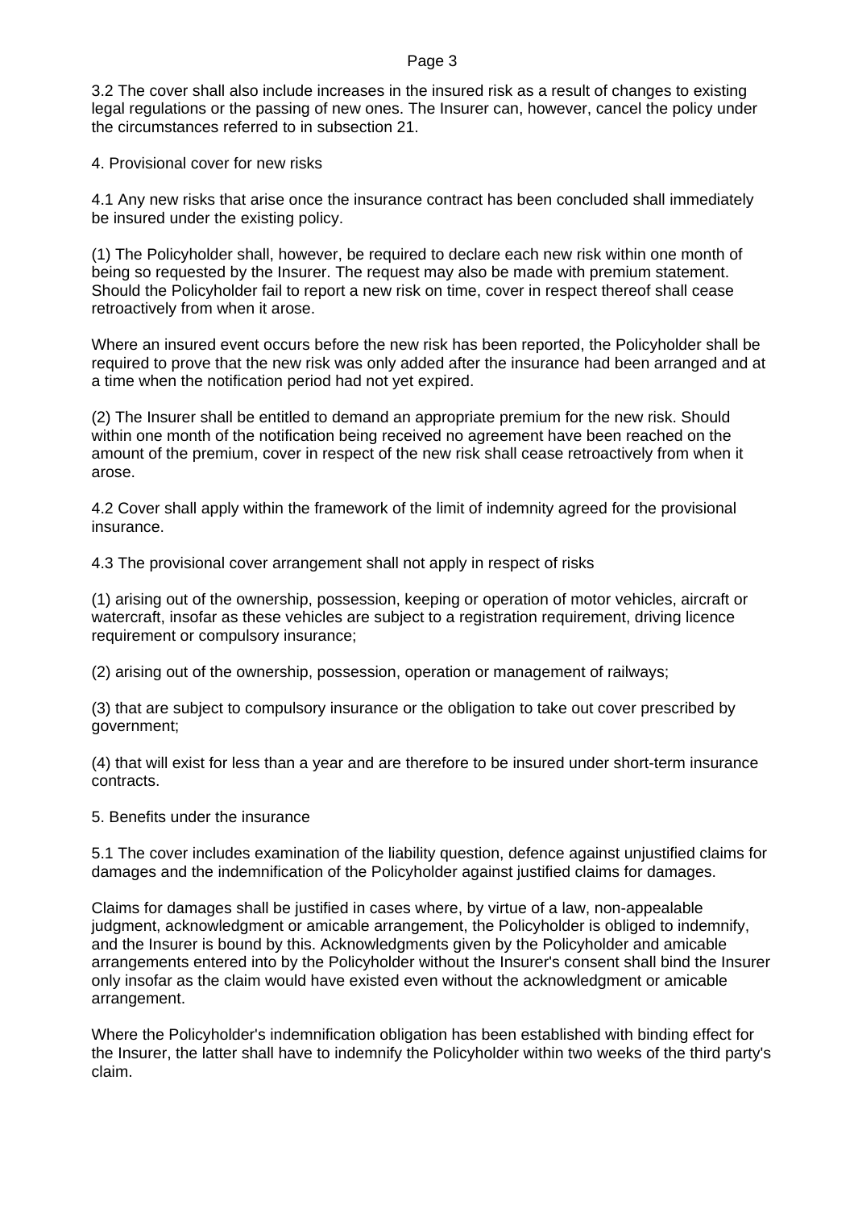3.2 The cover shall also include increases in the insured risk as a result of changes to existing legal regulations or the passing of new ones. The Insurer can, however, cancel the policy under the circumstances referred to in subsection 21.

## 4. Provisional cover for new risks

4.1 Any new risks that arise once the insurance contract has been concluded shall immediately be insured under the existing policy.

(1) The Policyholder shall, however, be required to declare each new risk within one month of being so requested by the Insurer. The request may also be made with premium statement. Should the Policyholder fail to report a new risk on time, cover in respect thereof shall cease retroactively from when it arose.

Where an insured event occurs before the new risk has been reported, the Policyholder shall be required to prove that the new risk was only added after the insurance had been arranged and at a time when the notification period had not yet expired.

(2) The Insurer shall be entitled to demand an appropriate premium for the new risk. Should within one month of the notification being received no agreement have been reached on the amount of the premium, cover in respect of the new risk shall cease retroactively from when it arose.

4.2 Cover shall apply within the framework of the limit of indemnity agreed for the provisional insurance.

4.3 The provisional cover arrangement shall not apply in respect of risks

(1) arising out of the ownership, possession, keeping or operation of motor vehicles, aircraft or watercraft, insofar as these vehicles are subject to a registration requirement, driving licence requirement or compulsory insurance;

(2) arising out of the ownership, possession, operation or management of railways;

(3) that are subject to compulsory insurance or the obligation to take out cover prescribed by government;

(4) that will exist for less than a year and are therefore to be insured under short-term insurance contracts.

## 5. Benefits under the insurance

5.1 The cover includes examination of the liability question, defence against unjustified claims for damages and the indemnification of the Policyholder against justified claims for damages.

Claims for damages shall be justified in cases where, by virtue of a law, non-appealable judgment, acknowledgment or amicable arrangement, the Policyholder is obliged to indemnify, and the Insurer is bound by this. Acknowledgments given by the Policyholder and amicable arrangements entered into by the Policyholder without the Insurer's consent shall bind the Insurer only insofar as the claim would have existed even without the acknowledgment or amicable arrangement.

Where the Policyholder's indemnification obligation has been established with binding effect for the Insurer, the latter shall have to indemnify the Policyholder within two weeks of the third party's claim.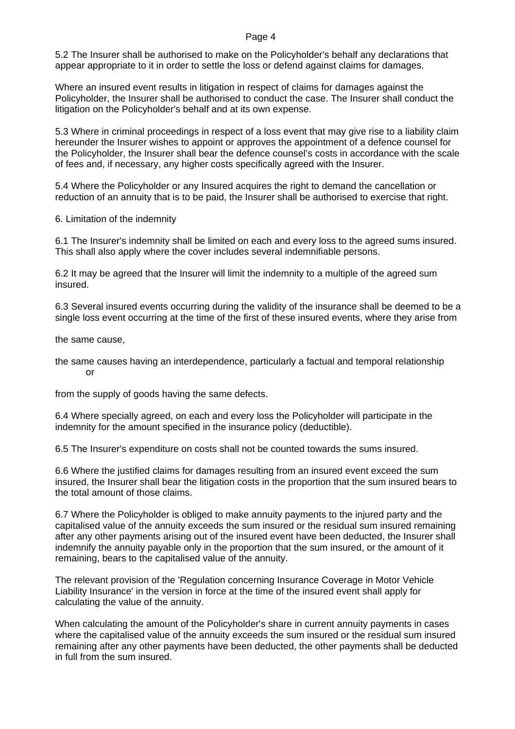5.2 The Insurer shall be authorised to make on the Policyholder's behalf any declarations that appear appropriate to it in order to settle the loss or defend against claims for damages.

Where an insured event results in litigation in respect of claims for damages against the Policyholder, the Insurer shall be authorised to conduct the case. The Insurer shall conduct the litigation on the Policyholder's behalf and at its own expense.

5.3 Where in criminal proceedings in respect of a loss event that may give rise to a liability claim hereunder the Insurer wishes to appoint or approves the appointment of a defence counsel for the Policyholder, the Insurer shall bear the defence counsel's costs in accordance with the scale of fees and, if necessary, any higher costs specifically agreed with the Insurer.

5.4 Where the Policyholder or any Insured acquires the right to demand the cancellation or reduction of an annuity that is to be paid, the Insurer shall be authorised to exercise that right.

6. Limitation of the indemnity

6.1 The Insurer's indemnity shall be limited on each and every loss to the agreed sums insured. This shall also apply where the cover includes several indemnifiable persons.

6.2 It may be agreed that the Insurer will limit the indemnity to a multiple of the agreed sum insured.

6.3 Several insured events occurring during the validity of the insurance shall be deemed to be a single loss event occurring at the time of the first of these insured events, where they arise from

the same cause,

the same causes having an interdependence, particularly a factual and temporal relationship or

from the supply of goods having the same defects.

6.4 Where specially agreed, on each and every loss the Policyholder will participate in the indemnity for the amount specified in the insurance policy (deductible).

6.5 The Insurer's expenditure on costs shall not be counted towards the sums insured.

6.6 Where the justified claims for damages resulting from an insured event exceed the sum insured, the Insurer shall bear the litigation costs in the proportion that the sum insured bears to the total amount of those claims.

6.7 Where the Policyholder is obliged to make annuity payments to the injured party and the capitalised value of the annuity exceeds the sum insured or the residual sum insured remaining after any other payments arising out of the insured event have been deducted, the Insurer shall indemnify the annuity payable only in the proportion that the sum insured, or the amount of it remaining, bears to the capitalised value of the annuity.

The relevant provision of the 'Regulation concerning Insurance Coverage in Motor Vehicle Liability Insurance' in the version in force at the time of the insured event shall apply for calculating the value of the annuity.

When calculating the amount of the Policyholder's share in current annuity payments in cases where the capitalised value of the annuity exceeds the sum insured or the residual sum insured remaining after any other payments have been deducted, the other payments shall be deducted in full from the sum insured.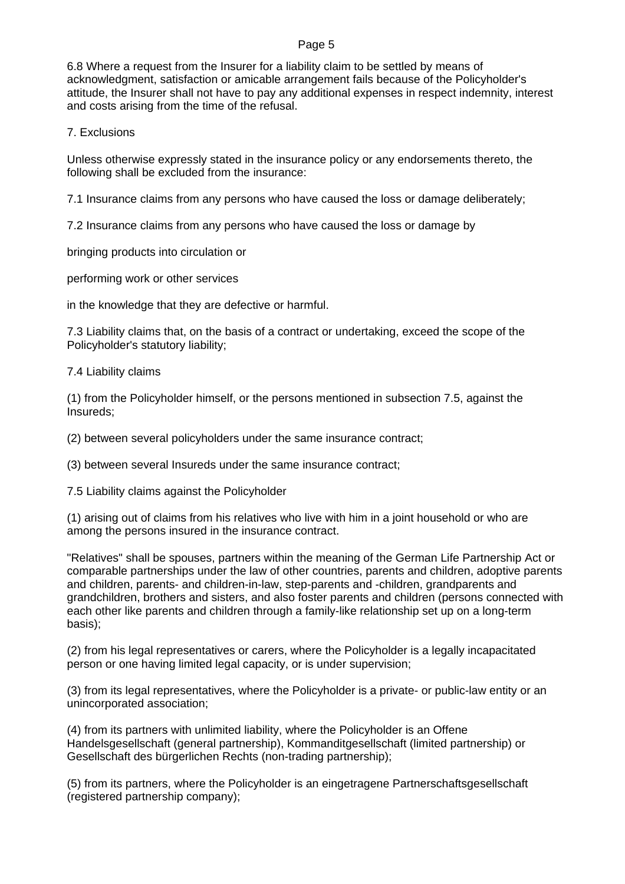6.8 Where a request from the Insurer for a liability claim to be settled by means of acknowledgment, satisfaction or amicable arrangement fails because of the Policyholder's attitude, the Insurer shall not have to pay any additional expenses in respect indemnity, interest and costs arising from the time of the refusal.

7. Exclusions

Unless otherwise expressly stated in the insurance policy or any endorsements thereto, the following shall be excluded from the insurance:

7.1 Insurance claims from any persons who have caused the loss or damage deliberately;

7.2 Insurance claims from any persons who have caused the loss or damage by

bringing products into circulation or

performing work or other services

in the knowledge that they are defective or harmful.

7.3 Liability claims that, on the basis of a contract or undertaking, exceed the scope of the Policyholder's statutory liability;

7.4 Liability claims

(1) from the Policyholder himself, or the persons mentioned in subsection 7.5, against the Insureds;

(2) between several policyholders under the same insurance contract;

(3) between several Insureds under the same insurance contract;

7.5 Liability claims against the Policyholder

(1) arising out of claims from his relatives who live with him in a joint household or who are among the persons insured in the insurance contract.

"Relatives" shall be spouses, partners within the meaning of the German Life Partnership Act or comparable partnerships under the law of other countries, parents and children, adoptive parents and children, parents- and children-in-law, step-parents and -children, grandparents and grandchildren, brothers and sisters, and also foster parents and children (persons connected with each other like parents and children through a family-like relationship set up on a long-term basis);

(2) from his legal representatives or carers, where the Policyholder is a legally incapacitated person or one having limited legal capacity, or is under supervision;

(3) from its legal representatives, where the Policyholder is a private- or public-law entity or an unincorporated association;

(4) from its partners with unlimited liability, where the Policyholder is an Offene Handelsgesellschaft (general partnership), Kommanditgesellschaft (limited partnership) or Gesellschaft des bürgerlichen Rechts (non-trading partnership);

(5) from its partners, where the Policyholder is an eingetragene Partnerschaftsgesellschaft (registered partnership company);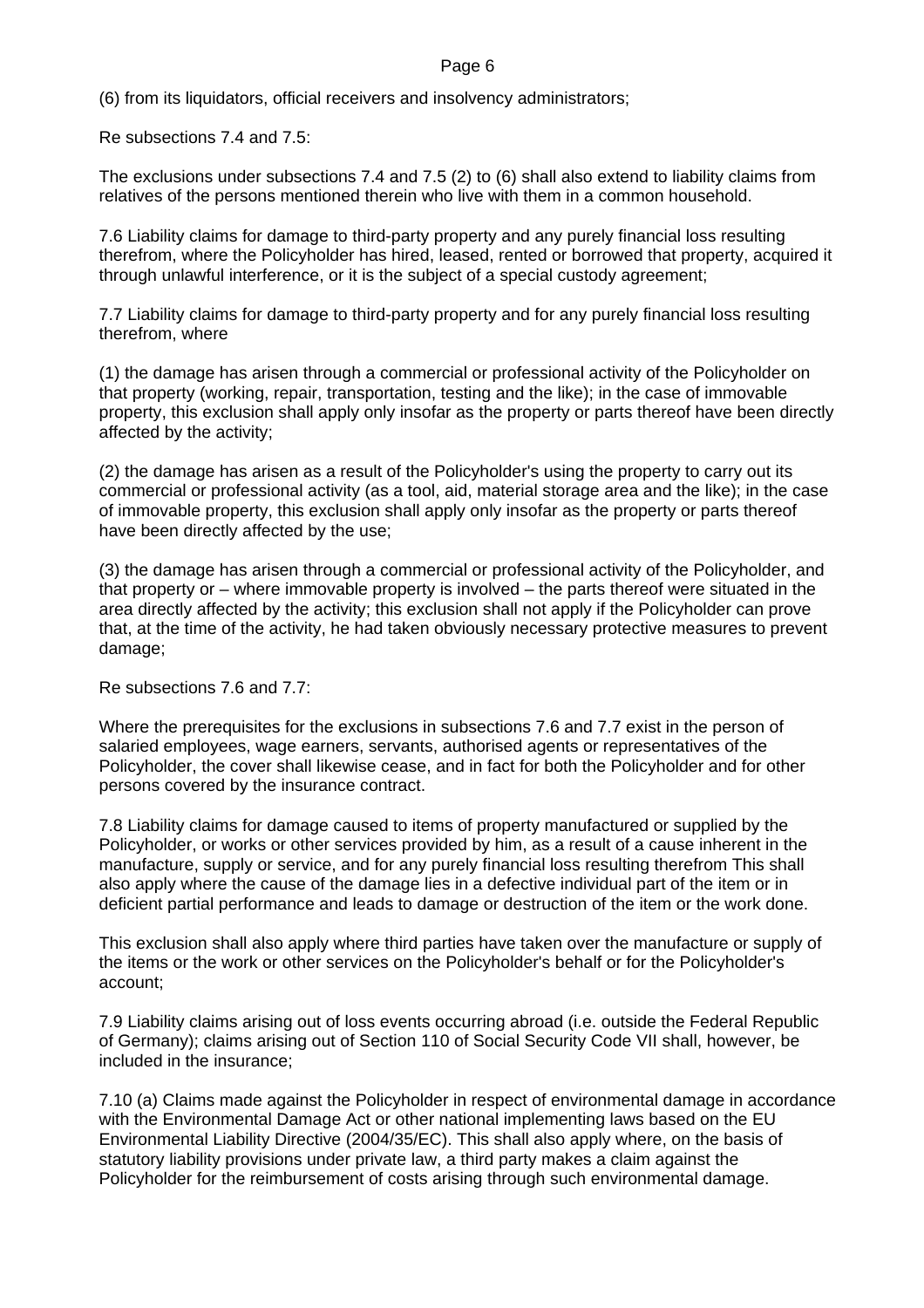(6) from its liquidators, official receivers and insolvency administrators;

Re subsections 7.4 and 7.5:

The exclusions under subsections 7.4 and 7.5 (2) to (6) shall also extend to liability claims from relatives of the persons mentioned therein who live with them in a common household.

7.6 Liability claims for damage to third-party property and any purely financial loss resulting therefrom, where the Policyholder has hired, leased, rented or borrowed that property, acquired it through unlawful interference, or it is the subject of a special custody agreement;

7.7 Liability claims for damage to third-party property and for any purely financial loss resulting therefrom, where

(1) the damage has arisen through a commercial or professional activity of the Policyholder on that property (working, repair, transportation, testing and the like); in the case of immovable property, this exclusion shall apply only insofar as the property or parts thereof have been directly affected by the activity;

(2) the damage has arisen as a result of the Policyholder's using the property to carry out its commercial or professional activity (as a tool, aid, material storage area and the like); in the case of immovable property, this exclusion shall apply only insofar as the property or parts thereof have been directly affected by the use;

(3) the damage has arisen through a commercial or professional activity of the Policyholder, and that property or – where immovable property is involved – the parts thereof were situated in the area directly affected by the activity; this exclusion shall not apply if the Policyholder can prove that, at the time of the activity, he had taken obviously necessary protective measures to prevent damage;

Re subsections 7.6 and 7.7:

Where the prerequisites for the exclusions in subsections 7.6 and 7.7 exist in the person of salaried employees, wage earners, servants, authorised agents or representatives of the Policyholder, the cover shall likewise cease, and in fact for both the Policyholder and for other persons covered by the insurance contract.

7.8 Liability claims for damage caused to items of property manufactured or supplied by the Policyholder, or works or other services provided by him, as a result of a cause inherent in the manufacture, supply or service, and for any purely financial loss resulting therefrom This shall also apply where the cause of the damage lies in a defective individual part of the item or in deficient partial performance and leads to damage or destruction of the item or the work done.

This exclusion shall also apply where third parties have taken over the manufacture or supply of the items or the work or other services on the Policyholder's behalf or for the Policyholder's account;

7.9 Liability claims arising out of loss events occurring abroad (i.e. outside the Federal Republic of Germany); claims arising out of Section 110 of Social Security Code VII shall, however, be included in the insurance;

7.10 (a) Claims made against the Policyholder in respect of environmental damage in accordance with the Environmental Damage Act or other national implementing laws based on the EU Environmental Liability Directive (2004/35/EC). This shall also apply where, on the basis of statutory liability provisions under private law, a third party makes a claim against the Policyholder for the reimbursement of costs arising through such environmental damage.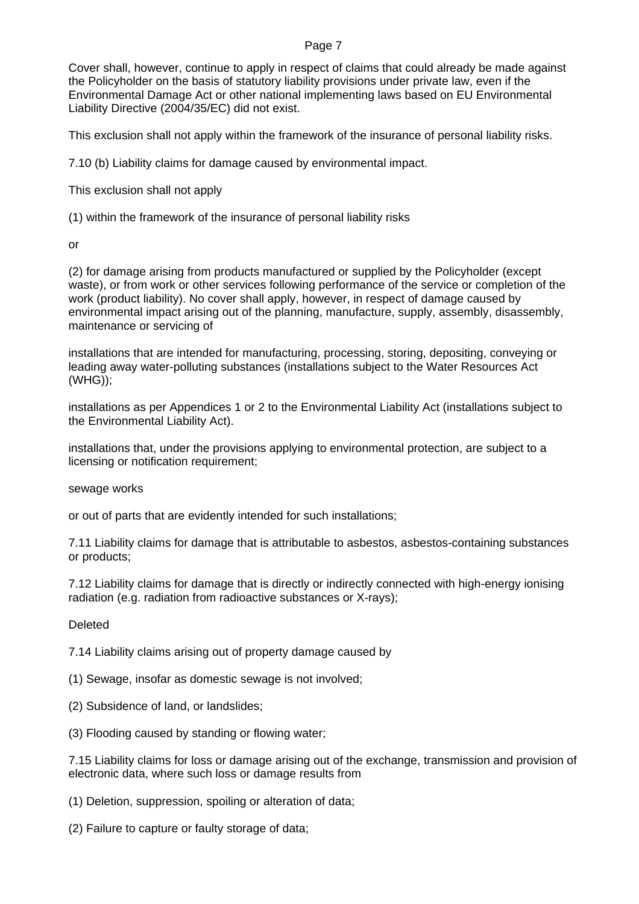Cover shall, however, continue to apply in respect of claims that could already be made against the Policyholder on the basis of statutory liability provisions under private law, even if the Environmental Damage Act or other national implementing laws based on EU Environmental Liability Directive (2004/35/EC) did not exist.

This exclusion shall not apply within the framework of the insurance of personal liability risks.

7.10 (b) Liability claims for damage caused by environmental impact.

This exclusion shall not apply

(1) within the framework of the insurance of personal liability risks

or

(2) for damage arising from products manufactured or supplied by the Policyholder (except waste), or from work or other services following performance of the service or completion of the work (product liability). No cover shall apply, however, in respect of damage caused by environmental impact arising out of the planning, manufacture, supply, assembly, disassembly, maintenance or servicing of

installations that are intended for manufacturing, processing, storing, depositing, conveying or leading away water-polluting substances (installations subject to the Water Resources Act (WHG));

installations as per Appendices 1 or 2 to the Environmental Liability Act (installations subject to the Environmental Liability Act).

installations that, under the provisions applying to environmental protection, are subject to a licensing or notification requirement;

sewage works

or out of parts that are evidently intended for such installations;

7.11 Liability claims for damage that is attributable to asbestos, asbestos-containing substances or products;

7.12 Liability claims for damage that is directly or indirectly connected with high-energy ionising radiation (e.g. radiation from radioactive substances or X-rays);

Deleted

7.14 Liability claims arising out of property damage caused by

(1) Sewage, insofar as domestic sewage is not involved;

(2) Subsidence of land, or landslides;

(3) Flooding caused by standing or flowing water;

7.15 Liability claims for loss or damage arising out of the exchange, transmission and provision of electronic data, where such loss or damage results from

(1) Deletion, suppression, spoiling or alteration of data;

(2) Failure to capture or faulty storage of data;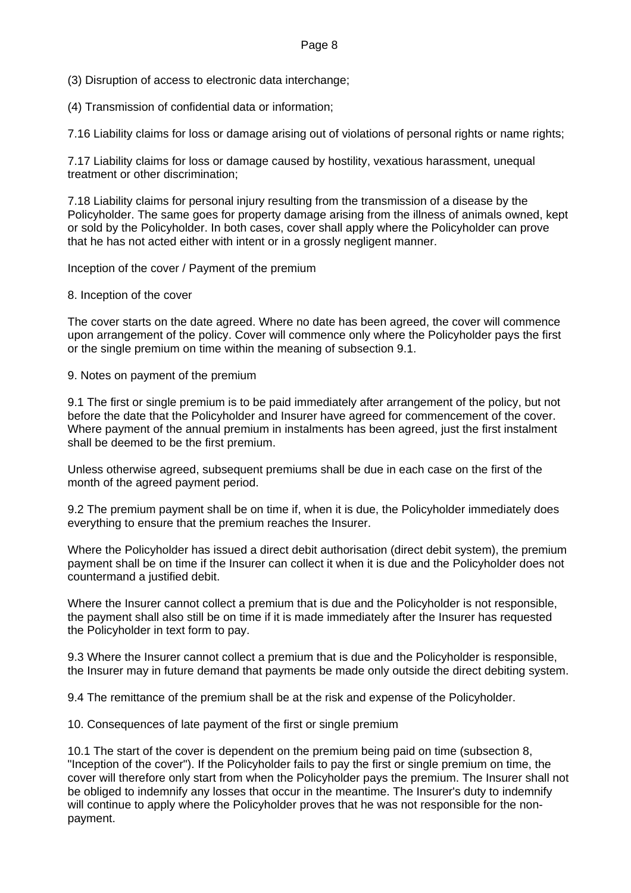(3) Disruption of access to electronic data interchange;

(4) Transmission of confidential data or information;

7.16 Liability claims for loss or damage arising out of violations of personal rights or name rights;

7.17 Liability claims for loss or damage caused by hostility, vexatious harassment, unequal treatment or other discrimination;

7.18 Liability claims for personal injury resulting from the transmission of a disease by the Policyholder. The same goes for property damage arising from the illness of animals owned, kept or sold by the Policyholder. In both cases, cover shall apply where the Policyholder can prove that he has not acted either with intent or in a grossly negligent manner.

## Inception of the cover / Payment of the premium

### 8. Inception of the cover

The cover starts on the date agreed. Where no date has been agreed, the cover will commence upon arrangement of the policy. Cover will commence only where the Policyholder pays the first or the single premium on time within the meaning of subsection 9.1.

### 9. Notes on payment of the premium

9.1 The first or single premium is to be paid immediately after arrangement of the policy, but not before the date that the Policyholder and Insurer have agreed for commencement of the cover. Where payment of the annual premium in instalments has been agreed, just the first instalment shall be deemed to be the first premium.

Unless otherwise agreed, subsequent premiums shall be due in each case on the first of the month of the agreed payment period.

9.2 The premium payment shall be on time if, when it is due, the Policyholder immediately does everything to ensure that the premium reaches the Insurer.

Where the Policyholder has issued a direct debit authorisation (direct debit system), the premium payment shall be on time if the Insurer can collect it when it is due and the Policyholder does not countermand a justified debit.

Where the Insurer cannot collect a premium that is due and the Policyholder is not responsible, the payment shall also still be on time if it is made immediately after the Insurer has requested the Policyholder in text form to pay.

9.3 Where the Insurer cannot collect a premium that is due and the Policyholder is responsible, the Insurer may in future demand that payments be made only outside the direct debiting system.

9.4 The remittance of the premium shall be at the risk and expense of the Policyholder.

### 10. Consequences of late payment of the first or single premium

10.1 The start of the cover is dependent on the premium being paid on time (subsection 8, "Inception of the cover"). If the Policyholder fails to pay the first or single premium on time, the cover will therefore only start from when the Policyholder pays the premium. The Insurer shall not be obliged to indemnify any losses that occur in the meantime. The Insurer's duty to indemnify will continue to apply where the Policyholder proves that he was not responsible for the non-payment.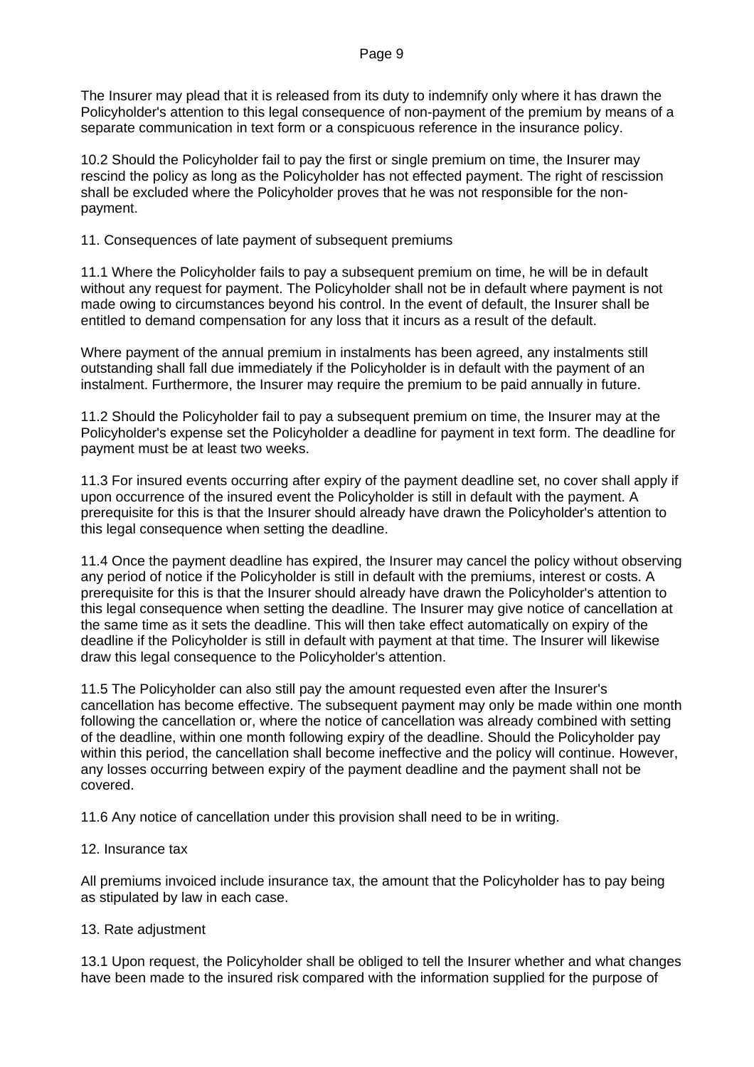The Insurer may plead that it is released from its duty to indemnify only where it has drawn the Policyholder's attention to this legal consequence of non-payment of the premium by means of a separate communication in text form or a conspicuous reference in the insurance policy.

10.2 Should the Policyholder fail to pay the first or single premium on time, the Insurer may rescind the policy as long as the Policyholder has not effected payment. The right of rescission shall be excluded where the Policyholder proves that he was not responsible for the non-payment.

## 11. Consequences of late payment of subsequent premiums

11.1 Where the Policyholder fails to pay a subsequent premium on time, he will be in default without any request for payment. The Policyholder shall not be in default where payment is not made owing to circumstances beyond his control. In the event of default, the Insurer shall be entitled to demand compensation for any loss that it incurs as a result of the default.

Where payment of the annual premium in instalments has been agreed, any instalments still outstanding shall fall due immediately if the Policyholder is in default with the payment of an instalment. Furthermore, the Insurer may require the premium to be paid annually in future.

11.2 Should the Policyholder fail to pay a subsequent premium on time, the Insurer may at the Policyholder's expense set the Policyholder a deadline for payment in text form. The deadline for payment must be at least two weeks.

11.3 For insured events occurring after expiry of the payment deadline set, no cover shall apply if upon occurrence of the insured event the Policyholder is still in default with the payment. A prerequisite for this is that the Insurer should already have drawn the Policyholder's attention to this legal consequence when setting the deadline.

11.4 Once the payment deadline has expired, the Insurer may cancel the policy without observing any period of notice if the Policyholder is still in default with the premiums, interest or costs. A prerequisite for this is that the Insurer should already have drawn the Policyholder's attention to this legal consequence when setting the deadline. The Insurer may give notice of cancellation at the same time as it sets the deadline. This will then take effect automatically on expiry of the deadline if the Policyholder is still in default with payment at that time. The Insurer will likewise draw this legal consequence to the Policyholder's attention.

11.5 The Policyholder can also still pay the amount requested even after the Insurer's cancellation has become effective. The subsequent payment may only be made within one month following the cancellation or, where the notice of cancellation was already combined with setting of the deadline, within one month following expiry of the deadline. Should the Policyholder pay within this period, the cancellation shall become ineffective and the policy will continue. However, any losses occurring between expiry of the payment deadline and the payment shall not be covered.

11.6 Any notice of cancellation under this provision shall need to be in writing.

## 12. Insurance tax

All premiums invoiced include insurance tax, the amount that the Policyholder has to pay being as stipulated by law in each case.

## 13. Rate adjustment

13.1 Upon request, the Policyholder shall be obliged to tell the Insurer whether and what changes have been made to the insured risk compared with the information supplied for the purpose of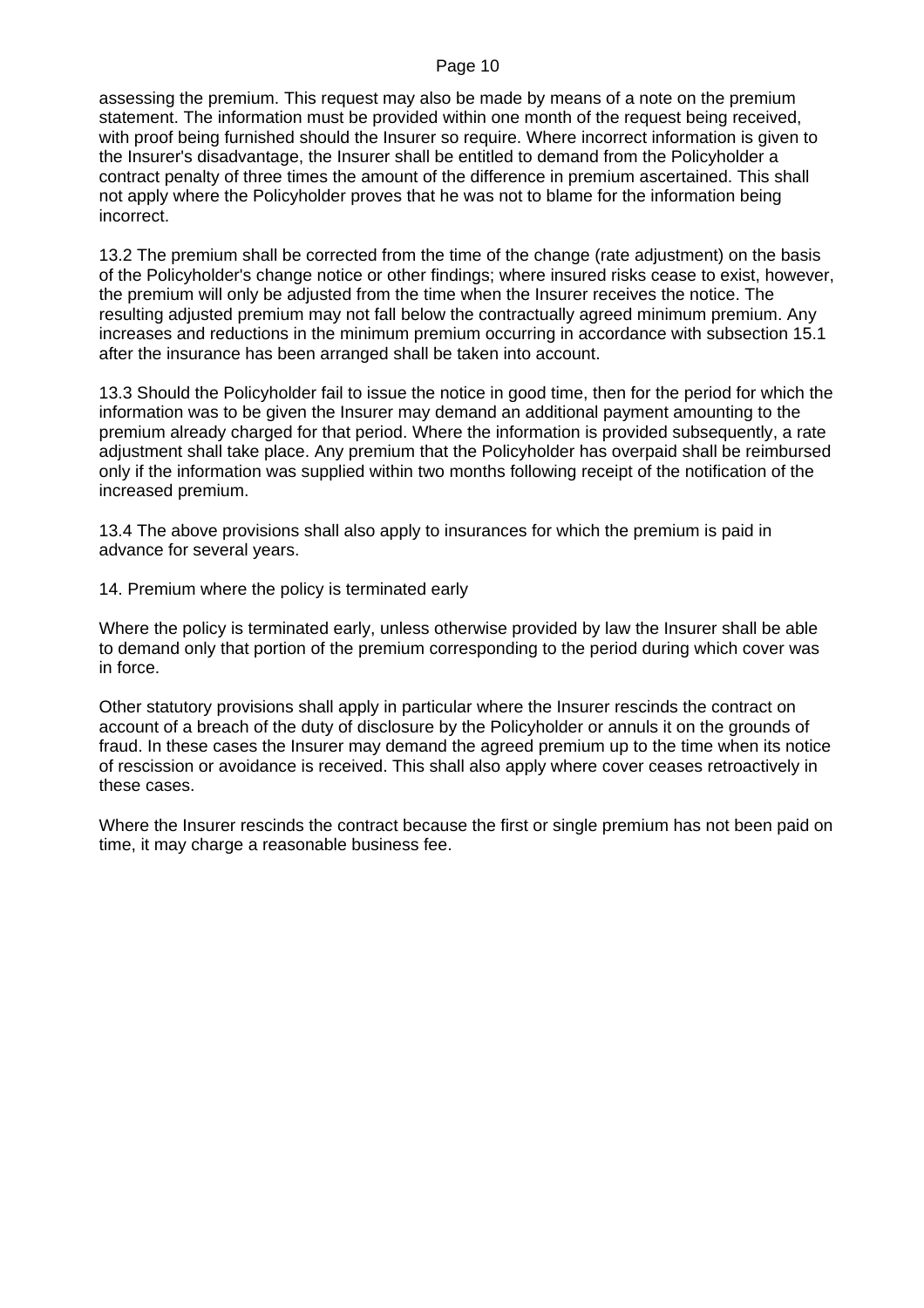assessing the premium. This request may also be made by means of a note on the premium statement. The information must be provided within one month of the request being received, with proof being furnished should the Insurer so require. Where incorrect information is given to the Insurer's disadvantage, the Insurer shall be entitled to demand from the Policyholder a contract penalty of three times the amount of the difference in premium ascertained. This shall not apply where the Policyholder proves that he was not to blame for the information being incorrect.

13.2 The premium shall be corrected from the time of the change (rate adjustment) on the basis of the Policyholder's change notice or other findings; where insured risks cease to exist, however, the premium will only be adjusted from the time when the Insurer receives the notice. The resulting adjusted premium may not fall below the contractually agreed minimum premium. Any increases and reductions in the minimum premium occurring in accordance with subsection 15.1 after the insurance has been arranged shall be taken into account.

13.3 Should the Policyholder fail to issue the notice in good time, then for the period for which the information was to be given the Insurer may demand an additional payment amounting to the premium already charged for that period. Where the information is provided subsequently, a rate adjustment shall take place. Any premium that the Policyholder has overpaid shall be reimbursed only if the information was supplied within two months following receipt of the notification of the increased premium.

13.4 The above provisions shall also apply to insurances for which the premium is paid in advance for several years.

## 14. Premium where the policy is terminated early

Where the policy is terminated early, unless otherwise provided by law the Insurer shall be able to demand only that portion of the premium corresponding to the period during which cover was in force.

Other statutory provisions shall apply in particular where the Insurer rescinds the contract on account of a breach of the duty of disclosure by the Policyholder or annuls it on the grounds of fraud. In these cases the Insurer may demand the agreed premium up to the time when its notice of rescission or avoidance is received. This shall also apply where cover ceases retroactively in these cases.

Where the Insurer rescinds the contract because the first or single premium has not been paid on time, it may charge a reasonable business fee.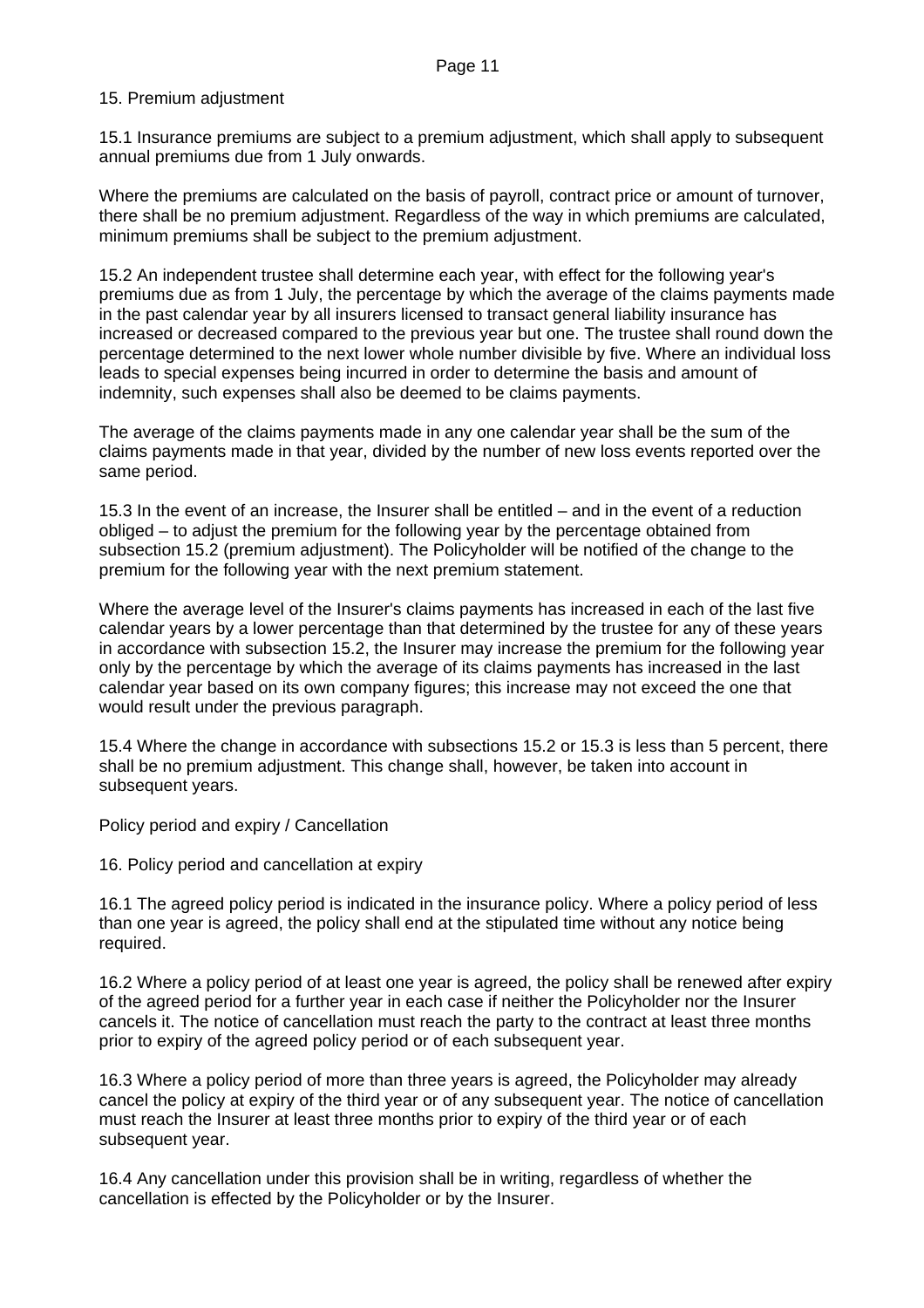## 15. Premium adjustment

15.1 Insurance premiums are subject to a premium adjustment, which shall apply to subsequent annual premiums due from 1 July onwards.

Where the premiums are calculated on the basis of payroll, contract price or amount of turnover, there shall be no premium adjustment. Regardless of the way in which premiums are calculated, minimum premiums shall be subject to the premium adjustment.

15.2 An independent trustee shall determine each year, with effect for the following year's premiums due as from 1 July, the percentage by which the average of the claims payments made in the past calendar year by all insurers licensed to transact general liability insurance has increased or decreased compared to the previous year but one. The trustee shall round down the percentage determined to the next lower whole number divisible by five. Where an individual loss leads to special expenses being incurred in order to determine the basis and amount of indemnity, such expenses shall also be deemed to be claims payments.

The average of the claims payments made in any one calendar year shall be the sum of the claims payments made in that year, divided by the number of new loss events reported over the same period.

15.3 In the event of an increase, the Insurer shall be entitled – and in the event of a reduction obliged – to adjust the premium for the following year by the percentage obtained from subsection 15.2 (premium adjustment). The Policyholder will be notified of the change to the premium for the following year with the next premium statement.

Where the average level of the Insurer's claims payments has increased in each of the last five calendar years by a lower percentage than that determined by the trustee for any of these years in accordance with subsection 15.2, the Insurer may increase the premium for the following year only by the percentage by which the average of its claims payments has increased in the last calendar year based on its own company figures; this increase may not exceed the one that would result under the previous paragraph.

15.4 Where the change in accordance with subsections 15.2 or 15.3 is less than 5 percent, there shall be no premium adjustment. This change shall, however, be taken into account in subsequent years.

# Policy period and expiry / Cancellation

## 16. Policy period and cancellation at expiry

16.1 The agreed policy period is indicated in the insurance policy. Where a policy period of less than one year is agreed, the policy shall end at the stipulated time without any notice being required.

16.2 Where a policy period of at least one year is agreed, the policy shall be renewed after expiry of the agreed period for a further year in each case if neither the Policyholder nor the Insurer cancels it. The notice of cancellation must reach the party to the contract at least three months prior to expiry of the agreed policy period or of each subsequent year.

16.3 Where a policy period of more than three years is agreed, the Policyholder may already cancel the policy at expiry of the third year or of any subsequent year. The notice of cancellation must reach the Insurer at least three months prior to expiry of the third year or of each subsequent year.

16.4 Any cancellation under this provision shall be in writing, regardless of whether the cancellation is effected by the Policyholder or by the Insurer.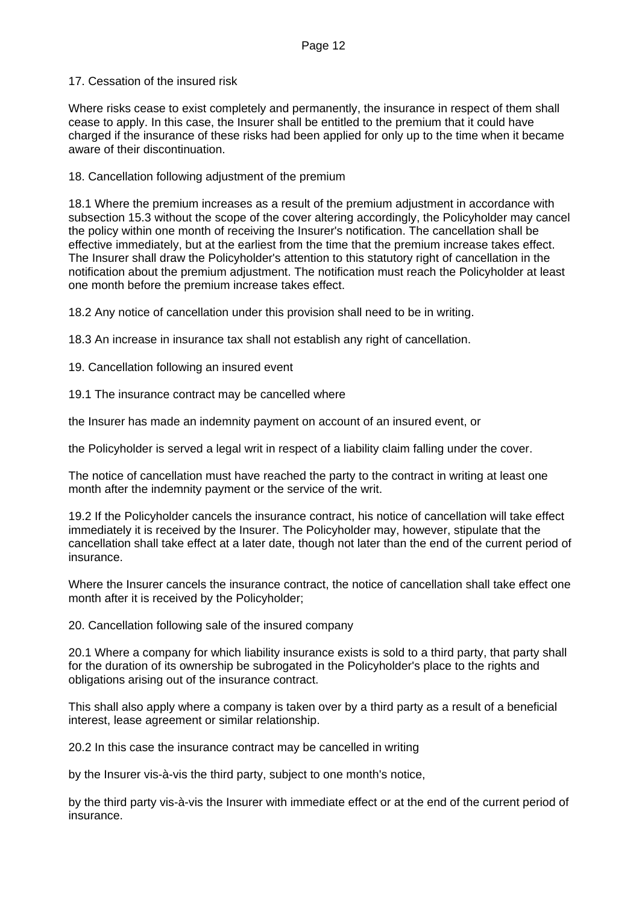## 17. Cessation of the insured risk

Where risks cease to exist completely and permanently, the insurance in respect of them shall cease to apply. In this case, the Insurer shall be entitled to the premium that it could have charged if the insurance of these risks had been applied for only up to the time when it became aware of their discontinuation.

## 18. Cancellation following adjustment of the premium

18.1 Where the premium increases as a result of the premium adjustment in accordance with subsection 15.3 without the scope of the cover altering accordingly, the Policyholder may cancel the policy within one month of receiving the Insurer's notification. The cancellation shall be effective immediately, but at the earliest from the time that the premium increase takes effect. The Insurer shall draw the Policyholder's attention to this statutory right of cancellation in the notification about the premium adjustment. The notification must reach the Policyholder at least one month before the premium increase takes effect.

18.2 Any notice of cancellation under this provision shall need to be in writing.

18.3 An increase in insurance tax shall not establish any right of cancellation.

## 19. Cancellation following an insured event

19.1 The insurance contract may be cancelled where

the Insurer has made an indemnity payment on account of an insured event, or

the Policyholder is served a legal writ in respect of a liability claim falling under the cover.

The notice of cancellation must have reached the party to the contract in writing at least one month after the indemnity payment or the service of the writ.

19.2 If the Policyholder cancels the insurance contract, his notice of cancellation will take effect immediately it is received by the Insurer. The Policyholder may, however, stipulate that the cancellation shall take effect at a later date, though not later than the end of the current period of insurance.

Where the Insurer cancels the insurance contract, the notice of cancellation shall take effect one month after it is received by the Policyholder;

## 20. Cancellation following sale of the insured company

20.1 Where a company for which liability insurance exists is sold to a third party, that party shall for the duration of its ownership be subrogated in the Policyholder's place to the rights and obligations arising out of the insurance contract.

This shall also apply where a company is taken over by a third party as a result of a beneficial interest, lease agreement or similar relationship.

20.2 In this case the insurance contract may be cancelled in writing

by the Insurer vis-à-vis the third party, subject to one month's notice,

by the third party vis-à-vis the Insurer with immediate effect or at the end of the current period of insurance.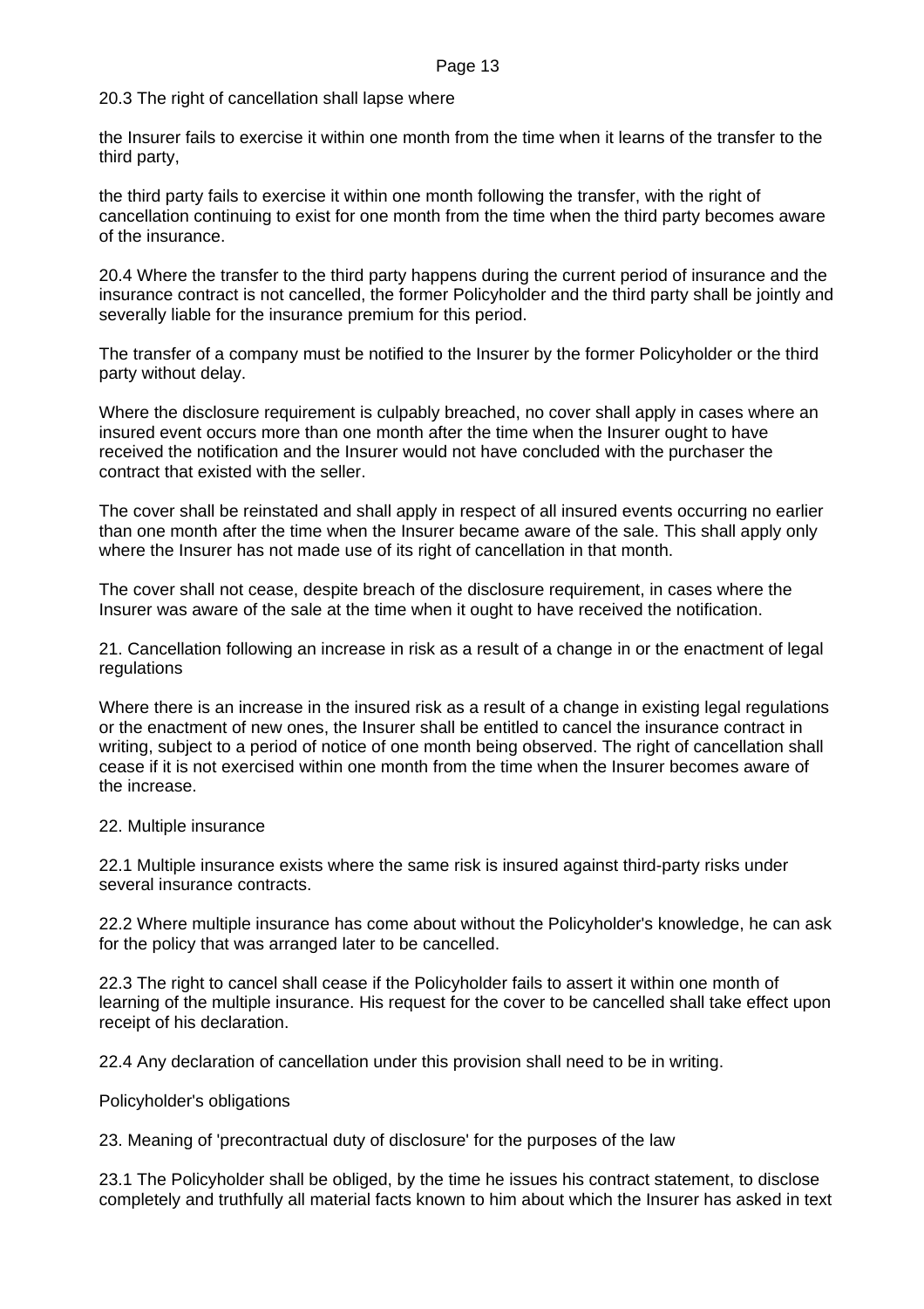20.3 The right of cancellation shall lapse where

the Insurer fails to exercise it within one month from the time when it learns of the transfer to the third party,

the third party fails to exercise it within one month following the transfer, with the right of cancellation continuing to exist for one month from the time when the third party becomes aware of the insurance.

20.4 Where the transfer to the third party happens during the current period of insurance and the insurance contract is not cancelled, the former Policyholder and the third party shall be jointly and severally liable for the insurance premium for this period.

The transfer of a company must be notified to the Insurer by the former Policyholder or the third party without delay.

Where the disclosure requirement is culpably breached, no cover shall apply in cases where an insured event occurs more than one month after the time when the Insurer ought to have received the notification and the Insurer would not have concluded with the purchaser the contract that existed with the seller.

The cover shall be reinstated and shall apply in respect of all insured events occurring no earlier than one month after the time when the Insurer became aware of the sale. This shall apply only where the Insurer has not made use of its right of cancellation in that month.

The cover shall not cease, despite breach of the disclosure requirement, in cases where the Insurer was aware of the sale at the time when it ought to have received the notification.

## 21. Cancellation following an increase in risk as a result of a change in or the enactment of legal regulations

Where there is an increase in the insured risk as a result of a change in existing legal regulations or the enactment of new ones, the Insurer shall be entitled to cancel the insurance contract in writing, subject to a period of notice of one month being observed. The right of cancellation shall cease if it is not exercised within one month from the time when the Insurer becomes aware of the increase.

## 22. Multiple insurance

22.1 Multiple insurance exists where the same risk is insured against third-party risks under several insurance contracts.

22.2 Where multiple insurance has come about without the Policyholder's knowledge, he can ask for the policy that was arranged later to be cancelled.

22.3 The right to cancel shall cease if the Policyholder fails to assert it within one month of learning of the multiple insurance. His request for the cover to be cancelled shall take effect upon receipt of his declaration.

22.4 Any declaration of cancellation under this provision shall need to be in writing.

# Policyholder's obligations

## 23. Meaning of 'precontractual duty of disclosure' for the purposes of the law

23.1 The Policyholder shall be obliged, by the time he issues his contract statement, to disclose completely and truthfully all material facts known to him about which the Insurer has asked in text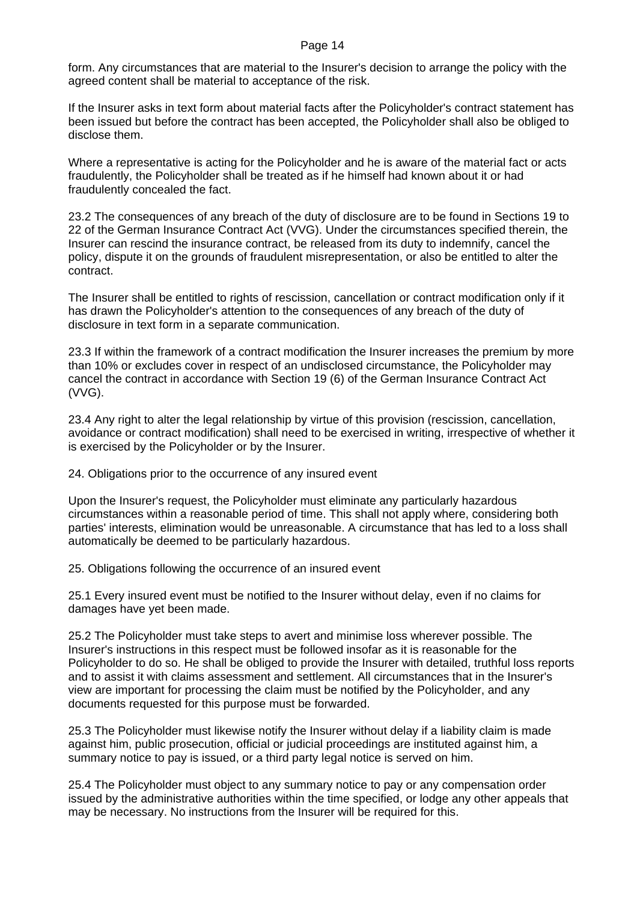form. Any circumstances that are material to the Insurer's decision to arrange the policy with the agreed content shall be material to acceptance of the risk.

If the Insurer asks in text form about material facts after the Policyholder's contract statement has been issued but before the contract has been accepted, the Policyholder shall also be obliged to disclose them.

Where a representative is acting for the Policyholder and he is aware of the material fact or acts fraudulently, the Policyholder shall be treated as if he himself had known about it or had fraudulently concealed the fact.

23.2 The consequences of any breach of the duty of disclosure are to be found in Sections 19 to 22 of the German Insurance Contract Act (VVG). Under the circumstances specified therein, the Insurer can rescind the insurance contract, be released from its duty to indemnify, cancel the policy, dispute it on the grounds of fraudulent misrepresentation, or also be entitled to alter the contract.

The Insurer shall be entitled to rights of rescission, cancellation or contract modification only if it has drawn the Policyholder's attention to the consequences of any breach of the duty of disclosure in text form in a separate communication.

23.3 If within the framework of a contract modification the Insurer increases the premium by more than 10% or excludes cover in respect of an undisclosed circumstance, the Policyholder may cancel the contract in accordance with Section 19 (6) of the German Insurance Contract Act (VVG).

23.4 Any right to alter the legal relationship by virtue of this provision (rescission, cancellation, avoidance or contract modification) shall need to be exercised in writing, irrespective of whether it is exercised by the Policyholder or by the Insurer.

## 24. Obligations prior to the occurrence of any insured event

Upon the Insurer's request, the Policyholder must eliminate any particularly hazardous circumstances within a reasonable period of time. This shall not apply where, considering both parties' interests, elimination would be unreasonable. A circumstance that has led to a loss shall automatically be deemed to be particularly hazardous.

## 25. Obligations following the occurrence of an insured event

25.1 Every insured event must be notified to the Insurer without delay, even if no claims for damages have yet been made.

25.2 The Policyholder must take steps to avert and minimise loss wherever possible. The Insurer's instructions in this respect must be followed insofar as it is reasonable for the Policyholder to do so. He shall be obliged to provide the Insurer with detailed, truthful loss reports and to assist it with claims assessment and settlement. All circumstances that in the Insurer's view are important for processing the claim must be notified by the Policyholder, and any documents requested for this purpose must be forwarded.

25.3 The Policyholder must likewise notify the Insurer without delay if a liability claim is made against him, public prosecution, official or judicial proceedings are instituted against him, a summary notice to pay is issued, or a third party legal notice is served on him.

25.4 The Policyholder must object to any summary notice to pay or any compensation order issued by the administrative authorities within the time specified, or lodge any other appeals that may be necessary. No instructions from the Insurer will be required for this.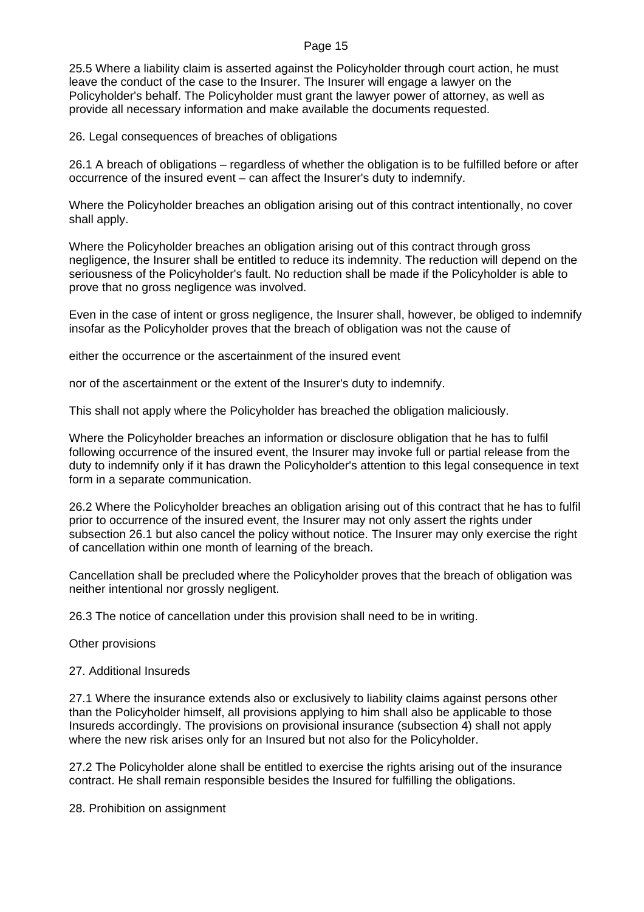25.5 Where a liability claim is asserted against the Policyholder through court action, he must leave the conduct of the case to the Insurer. The Insurer will engage a lawyer on the Policyholder's behalf. The Policyholder must grant the lawyer power of attorney, as well as provide all necessary information and make available the documents requested.

## 26. Legal consequences of breaches of obligations

26.1 A breach of obligations – regardless of whether the obligation is to be fulfilled before or after occurrence of the insured event – can affect the Insurer's duty to indemnify.

Where the Policyholder breaches an obligation arising out of this contract intentionally, no cover shall apply.

Where the Policyholder breaches an obligation arising out of this contract through gross negligence, the Insurer shall be entitled to reduce its indemnity. The reduction will depend on the seriousness of the Policyholder's fault. No reduction shall be made if the Policyholder is able to prove that no gross negligence was involved.

Even in the case of intent or gross negligence, the Insurer shall, however, be obliged to indemnify insofar as the Policyholder proves that the breach of obligation was not the cause of

either the occurrence or the ascertainment of the insured event

nor of the ascertainment or the extent of the Insurer's duty to indemnify.

This shall not apply where the Policyholder has breached the obligation maliciously.

Where the Policyholder breaches an information or disclosure obligation that he has to fulfil following occurrence of the insured event, the Insurer may invoke full or partial release from the duty to indemnify only if it has drawn the Policyholder's attention to this legal consequence in text form in a separate communication.

26.2 Where the Policyholder breaches an obligation arising out of this contract that he has to fulfil prior to occurrence of the insured event, the Insurer may not only assert the rights under subsection 26.1 but also cancel the policy without notice. The Insurer may only exercise the right of cancellation within one month of learning of the breach.

Cancellation shall be precluded where the Policyholder proves that the breach of obligation was neither intentional nor grossly negligent.

26.3 The notice of cancellation under this provision shall need to be in writing.

# Other provisions

## 27. Additional Insureds

27.1 Where the insurance extends also or exclusively to liability claims against persons other than the Policyholder himself, all provisions applying to him shall also be applicable to those Insureds accordingly. The provisions on provisional insurance (subsection 4) shall not apply where the new risk arises only for an Insured but not also for the Policyholder.

27.2 The Policyholder alone shall be entitled to exercise the rights arising out of the insurance contract. He shall remain responsible besides the Insured for fulfilling the obligations.

## 28. Prohibition on assignment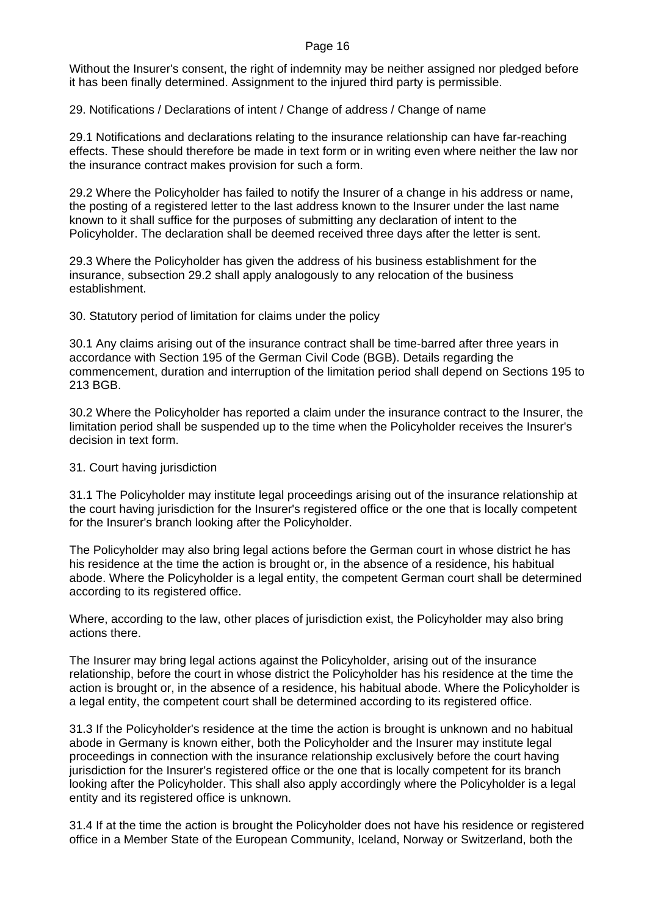Without the Insurer's consent, the right of indemnity may be neither assigned nor pledged before it has been finally determined. Assignment to the injured third party is permissible.

## 29. Notifications / Declarations of intent / Change of address / Change of name

29.1 Notifications and declarations relating to the insurance relationship can have far-reaching effects. These should therefore be made in text form or in writing even where neither the law nor the insurance contract makes provision for such a form.

29.2 Where the Policyholder has failed to notify the Insurer of a change in his address or name, the posting of a registered letter to the last address known to the Insurer under the last name known to it shall suffice for the purposes of submitting any declaration of intent to the Policyholder. The declaration shall be deemed received three days after the letter is sent.

29.3 Where the Policyholder has given the address of his business establishment for the insurance, subsection 29.2 shall apply analogously to any relocation of the business establishment.

## 30. Statutory period of limitation for claims under the policy

30.1 Any claims arising out of the insurance contract shall be time-barred after three years in accordance with Section 195 of the German Civil Code (BGB). Details regarding the commencement, duration and interruption of the limitation period shall depend on Sections 195 to 213 BGB.

30.2 Where the Policyholder has reported a claim under the insurance contract to the Insurer, the limitation period shall be suspended up to the time when the Policyholder receives the Insurer's decision in text form.

## 31. Court having jurisdiction

31.1 The Policyholder may institute legal proceedings arising out of the insurance relationship at the court having jurisdiction for the Insurer's registered office or the one that is locally competent for the Insurer's branch looking after the Policyholder.

The Policyholder may also bring legal actions before the German court in whose district he has his residence at the time the action is brought or, in the absence of a residence, his habitual abode. Where the Policyholder is a legal entity, the competent German court shall be determined according to its registered office.

Where, according to the law, other places of jurisdiction exist, the Policyholder may also bring actions there.

The Insurer may bring legal actions against the Policyholder, arising out of the insurance relationship, before the court in whose district the Policyholder has his residence at the time the action is brought or, in the absence of a residence, his habitual abode. Where the Policyholder is a legal entity, the competent court shall be determined according to its registered office.

31.3 If the Policyholder's residence at the time the action is brought is unknown and no habitual abode in Germany is known either, both the Policyholder and the Insurer may institute legal proceedings in connection with the insurance relationship exclusively before the court having jurisdiction for the Insurer's registered office or the one that is locally competent for its branch looking after the Policyholder. This shall also apply accordingly where the Policyholder is a legal entity and its registered office is unknown.

31.4 If at the time the action is brought the Policyholder does not have his residence or registered office in a Member State of the European Community, Iceland, Norway or Switzerland, both the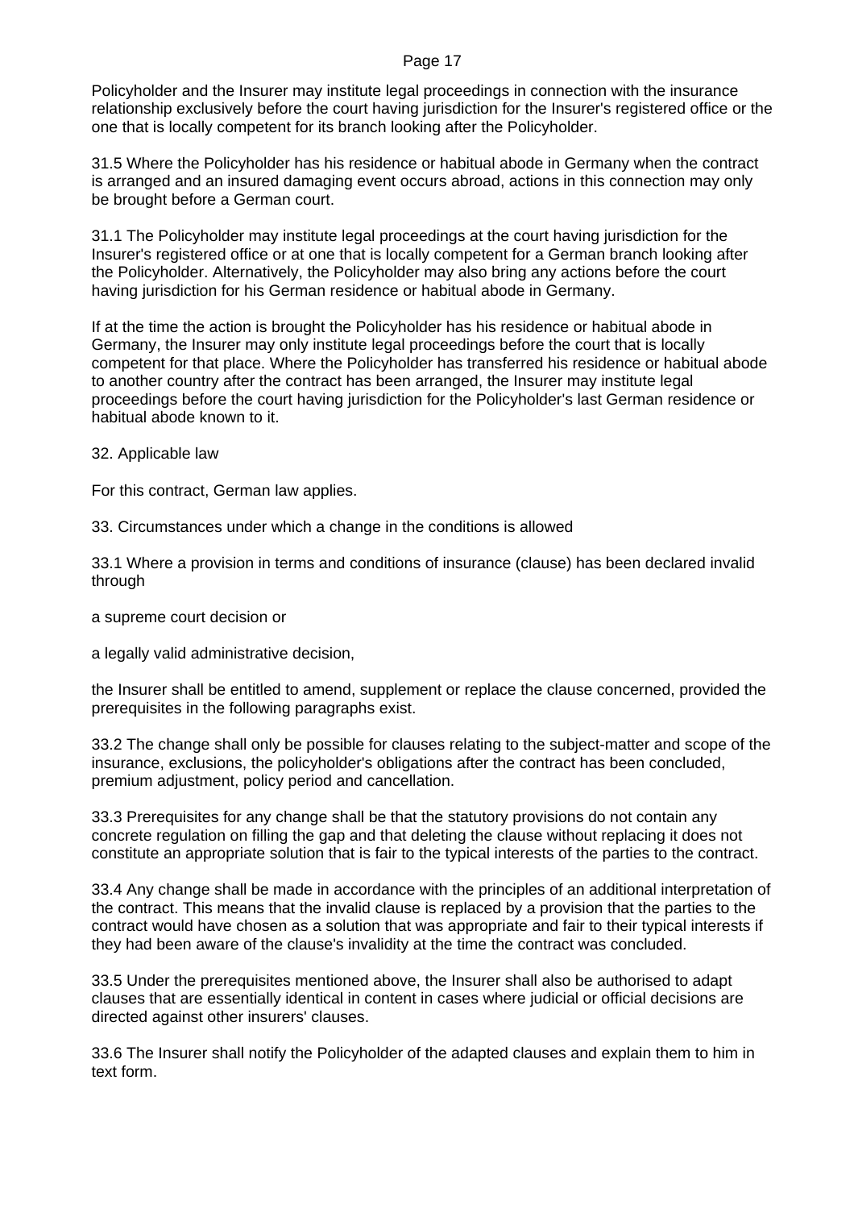Policyholder and the Insurer may institute legal proceedings in connection with the insurance relationship exclusively before the court having jurisdiction for the Insurer's registered office or the one that is locally competent for its branch looking after the Policyholder.

31.5 Where the Policyholder has his residence or habitual abode in Germany when the contract is arranged and an insured damaging event occurs abroad, actions in this connection may only be brought before a German court.

31.1 The Policyholder may institute legal proceedings at the court having jurisdiction for the Insurer's registered office or at one that is locally competent for a German branch looking after the Policyholder. Alternatively, the Policyholder may also bring any actions before the court having jurisdiction for his German residence or habitual abode in Germany.

If at the time the action is brought the Policyholder has his residence or habitual abode in Germany, the Insurer may only institute legal proceedings before the court that is locally competent for that place. Where the Policyholder has transferred his residence or habitual abode to another country after the contract has been arranged, the Insurer may institute legal proceedings before the court having jurisdiction for the Policyholder's last German residence or habitual abode known to it.

32. Applicable law

For this contract, German law applies.

33. Circumstances under which a change in the conditions is allowed

33.1 Where a provision in terms and conditions of insurance (clause) has been declared invalid through

a supreme court decision or

a legally valid administrative decision,

the Insurer shall be entitled to amend, supplement or replace the clause concerned, provided the prerequisites in the following paragraphs exist.

33.2 The change shall only be possible for clauses relating to the subject-matter and scope of the insurance, exclusions, the policyholder's obligations after the contract has been concluded, premium adjustment, policy period and cancellation.

33.3 Prerequisites for any change shall be that the statutory provisions do not contain any concrete regulation on filling the gap and that deleting the clause without replacing it does not constitute an appropriate solution that is fair to the typical interests of the parties to the contract.

33.4 Any change shall be made in accordance with the principles of an additional interpretation of the contract. This means that the invalid clause is replaced by a provision that the parties to the contract would have chosen as a solution that was appropriate and fair to their typical interests if they had been aware of the clause's invalidity at the time the contract was concluded.

33.5 Under the prerequisites mentioned above, the Insurer shall also be authorised to adapt clauses that are essentially identical in content in cases where judicial or official decisions are directed against other insurers' clauses.

33.6 The Insurer shall notify the Policyholder of the adapted clauses and explain them to him in text form.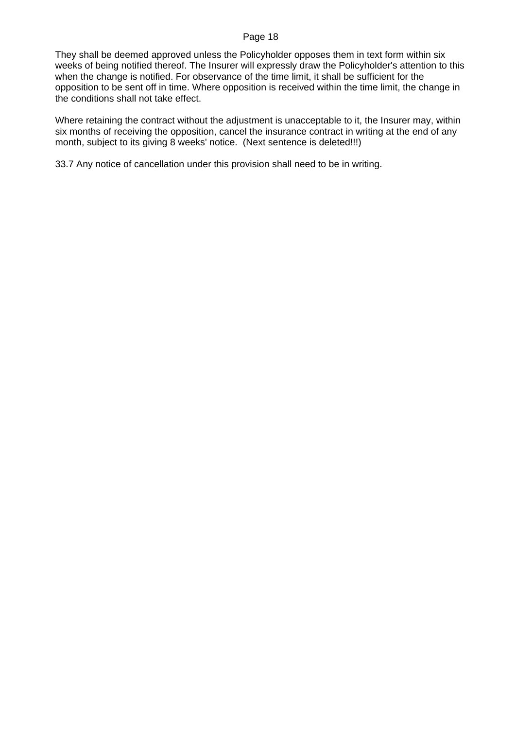They shall be deemed approved unless the Policyholder opposes them in text form within six weeks of being notified thereof. The Insurer will expressly draw the Policyholder's attention to this when the change is notified. For observance of the time limit, it shall be sufficient for the opposition to be sent off in time. Where opposition is received within the time limit, the change in the conditions shall not take effect.

Where retaining the contract without the adjustment is unacceptable to it, the Insurer may, within six months of receiving the opposition, cancel the insurance contract in writing at the end of any month, subject to its giving 8 weeks' notice.  (Next sentence is deleted!!!)

33.7 Any notice of cancellation under this provision shall need to be in writing.